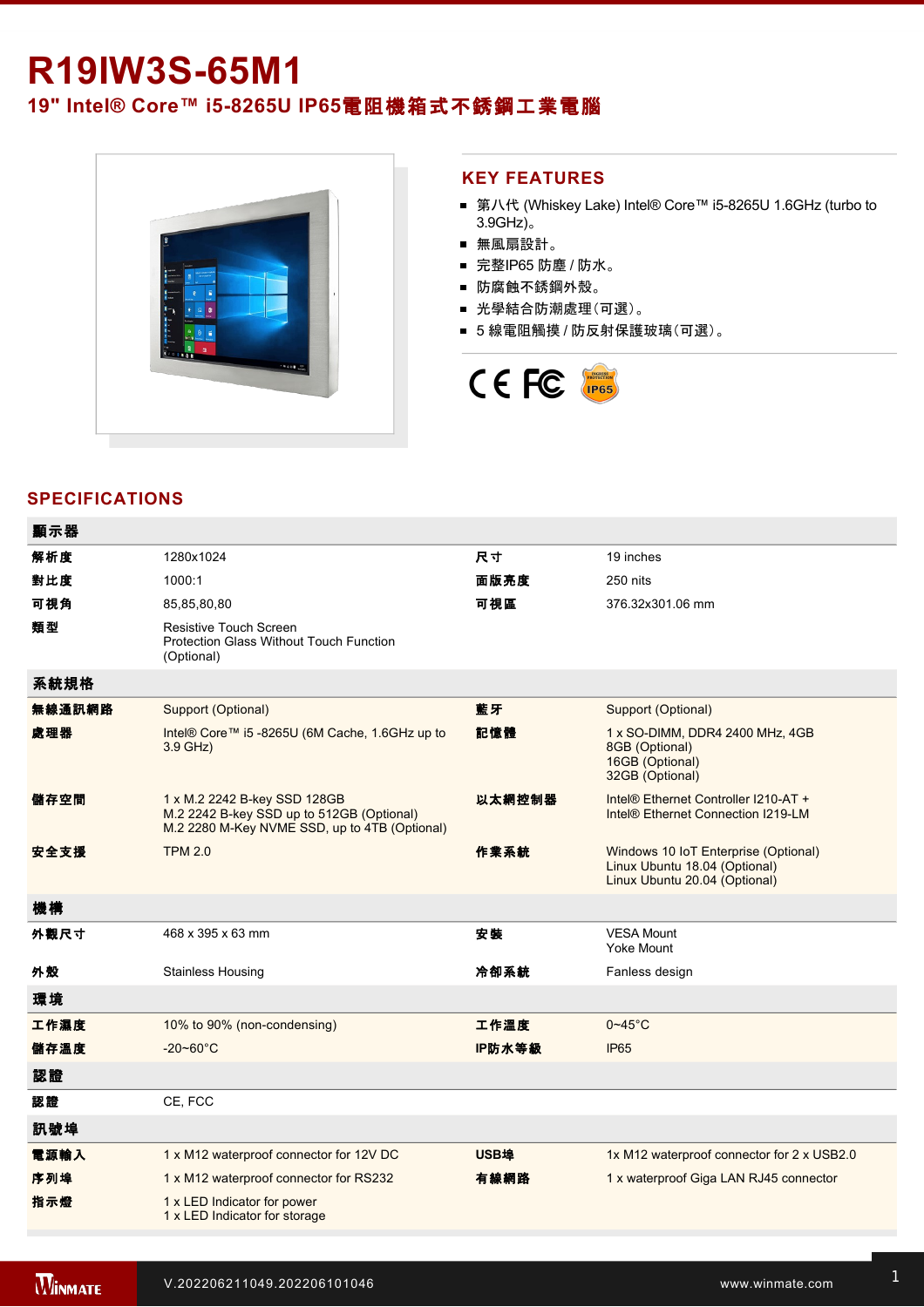# R19IW3S-65M1

## 19" Intel® Core™ i5-8265U IP65電阻機箱式不銹鋼工業電腦

## KEY FEATURES

- 第八代 (Whiskey Lake) Intel® Core™ i5-8265U 1.6GHz (turbo to 3.9GHz)。
- 無風扇設計。
- 完整IP65 防塵 / 防水。
- 防腐蝕不銹鋼外殼。
- 光學結合防潮處理(可選)。
- 5 線電阻觸摸 / 防反射保護玻璃(可選)。

## SPECIFICATIONS

| 顯示器 | | | |
|---|---|---|---|
| 解析度 | 1280x1024 | 尺寸 | 19 inches |
| 對比度 | 1000:1 | 面版亮度 | 250 nits |
| 可視角 | 85,85,80,80 | 可視區 | 376.32x301.06 mm |
| 類型 | Resistive Touch Screen<br>Protection Glass Without Touch Function (Optional) | | |
| **系統規格** | | | |
| 無線通訊網路 | Support (Optional) | 藍牙 | Support (Optional) |
| 處理器 | Intel® Core™ i5 -8265U (6M Cache, 1.6GHz up to 3.9 GHz) | 記憶體 | 1 x SO-DIMM, DDR4 2400 MHz, 4GB<br>8GB (Optional)<br>16GB (Optional)<br>32GB (Optional) |
| 儲存空間 | 1 x M.2 2242 B-key SSD 128GB<br>M.2 2242 B-key SSD up to 512GB (Optional)<br>M.2 2280 M-Key NVME SSD, up to 4TB (Optional) | 以太網控制器 | Intel® Ethernet Controller I210-AT +<br>Intel® Ethernet Connection I219-LM |
| 安全支援 | TPM 2.0 | 作業系統 | Windows 10 IoT Enterprise (Optional)<br>Linux Ubuntu 18.04 (Optional)<br>Linux Ubuntu 20.04 (Optional) |
| **機構** | | | |
| 外觀尺寸 | 468 x 395 x 63 mm | 安裝 | VESA Mount<br>Yoke Mount |
| 外殼 | Stainless Housing | 冷卻系統 | Fanless design |
| **環境** | | | |
| 工作濕度 | 10% to 90% (non-condensing) | 工作溫度 | 0~45°C |
| 儲存溫度 | -20~60°C | IP防水等級 | IP65 |
| **認證** | | | |
| 認證 | CE, FCC | | |
| **訊號埠** | | | |
| 電源輸入 | 1 x M12 waterproof connector for 12V DC | USB埠 | 1x M12 waterproof connector for 2 x USB2.0 |
| 序列埠 | 1 x M12 waterproof connector for RS232 | 有線網路 | 1 x waterproof Giga LAN RJ45 connector |
| 指示燈 | 1 x LED Indicator for power<br>1 x LED Indicator for storage | | |

V.202206211049.202206101046 www.winmate.com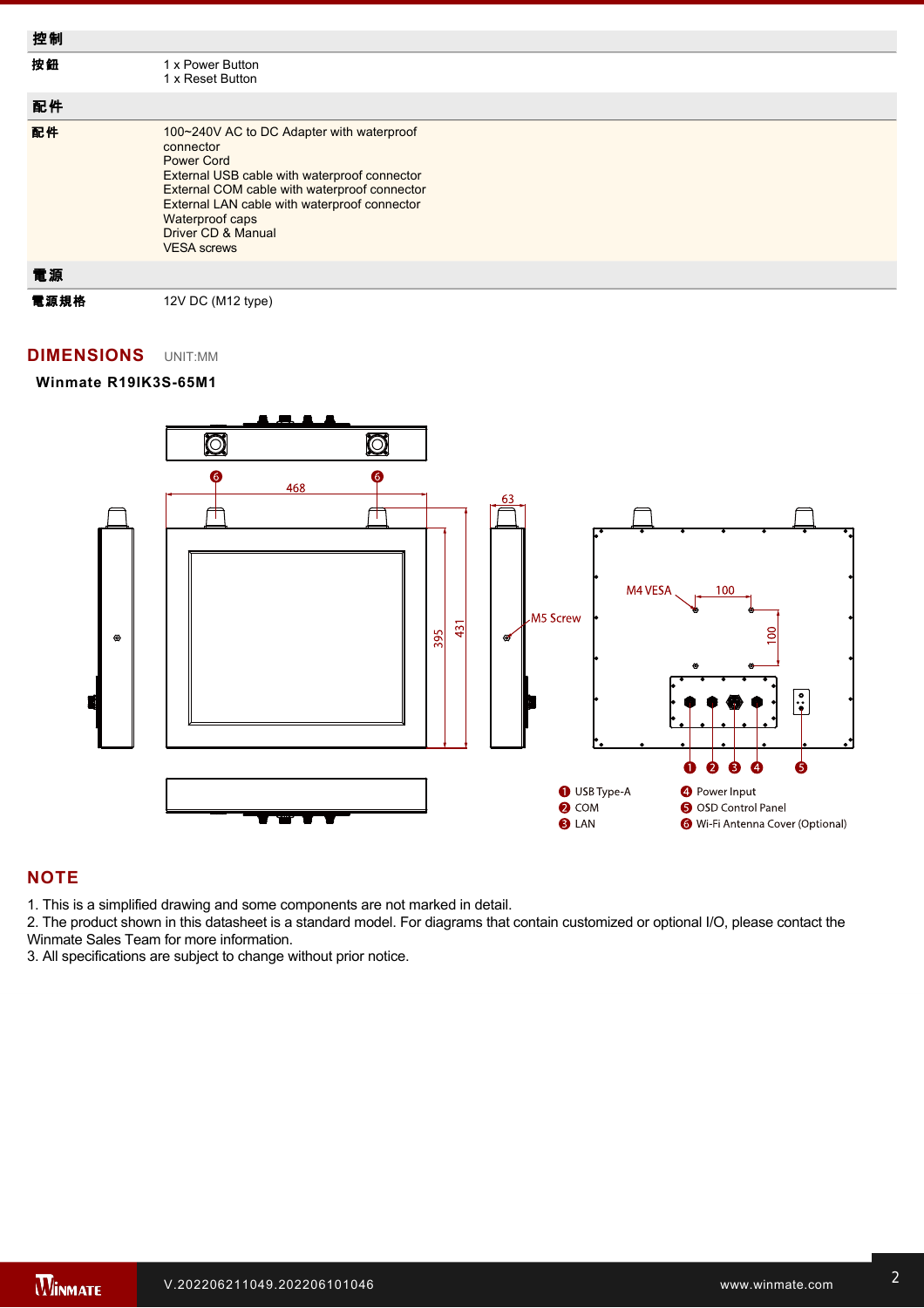| 控制 | |
|---|---|
| 按鈕 | 1 x Power Button<br>1 x Reset Button |

| 配件 | |
|---|---|
| 配件 | 100~240V AC to DC Adapter with waterproof connector<br>Power Cord<br>External USB cable with waterproof connector<br>External COM cable with waterproof connector<br>External LAN cable with waterproof connector<br>Waterproof caps<br>Driver CD & Manual<br>VESA screws |

| 電源 | |
|---|---|
| 電源規格 | 12V DC (M12 type) |

## DIMENSIONS UNIT:MM

**Winmate R19IK3S-65M1**

468
63
395
431
M5 Screw
M4 VESA
100
100

1 USB Type-A
2 COM
3 LAN
4 Power Input
5 OSD Control Panel
6 Wi-Fi Antenna Cover (Optional)

## NOTE

1. This is a simplified drawing and some components are not marked in detail.
2. The product shown in this datasheet is a standard model. For diagrams that contain customized or optional I/O, please contact the Winmate Sales Team for more information.
3. All specifications are subject to change without prior notice.

V.202206211049.202206101046
www.winmate.com